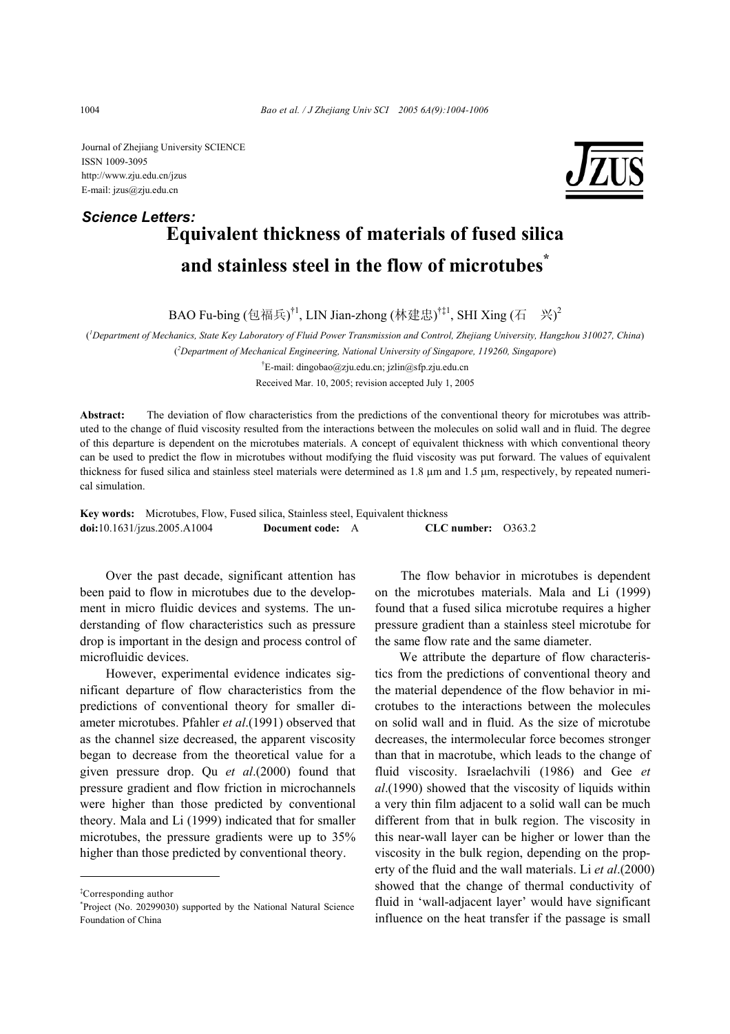Journal of Zhejiang University SCIENCE
ISSN 1009-3095
http://www.zju.edu.cn/jzus
E-mail: jzus@zju.edu.cn

*Science Letters:*

# Equivalent thickness of materials of fused silica and stainless steel in the flow of microtubes*

BAO Fu-bing (包福兵)[†1], LIN Jian-zhong (林建忠)[†‡1], SHI Xing (石　兴)[2]

([1]*Department of Mechanics, State Key Laboratory of Fluid Power Transmission and Control, Zhejiang University, Hangzhou 310027, China*)

([2]*Department of Mechanical Engineering, National University of Singapore, 119260, Singapore*)

[†]E-mail: dingobao@zju.edu.cn; jzlin@sfp.zju.edu.cn

Received Mar. 10, 2005; revision accepted July 1, 2005

**Abstract:** The deviation of flow characteristics from the predictions of the conventional theory for microtubes was attributed to the change of fluid viscosity resulted from the interactions between the molecules on solid wall and in fluid. The degree of this departure is dependent on the microtubes materials. A concept of equivalent thickness with which conventional theory can be used to predict the flow in microtubes without modifying the fluid viscosity was put forward. The values of equivalent thickness for fused silica and stainless steel materials were determined as 1.8 μm and 1.5 μm, respectively, by repeated numerical simulation.

**Key words:** Microtubes, Flow, Fused silica, Stainless steel, Equivalent thickness
**doi:**10.1631/jzus.2005.A1004 **Document code:** A **CLC number:** O363.2

Over the past decade, significant attention has been paid to flow in microtubes due to the development in micro fluidic devices and systems. The understanding of flow characteristics such as pressure drop is important in the design and process control of microfluidic devices.

However, experimental evidence indicates significant departure of flow characteristics from the predictions of conventional theory for smaller diameter microtubes. Pfahler *et al*.(1991) observed that as the channel size decreased, the apparent viscosity began to decrease from the theoretical value for a given pressure drop. Qu *et al*.(2000) found that pressure gradient and flow friction in microchannels were higher than those predicted by conventional theory. Mala and Li (1999) indicated that for smaller microtubes, the pressure gradients were up to 35% higher than those predicted by conventional theory.

The flow behavior in microtubes is dependent on the microtubes materials. Mala and Li (1999) found that a fused silica microtube requires a higher pressure gradient than a stainless steel microtube for the same flow rate and the same diameter.

We attribute the departure of flow characteristics from the predictions of conventional theory and the material dependence of the flow behavior in microtubes to the interactions between the molecules on solid wall and in fluid. As the size of microtube decreases, the intermolecular force becomes stronger than that in macrotube, which leads to the change of fluid viscosity. Israelachvili (1986) and Gee *et al*.(1990) showed that the viscosity of liquids within a very thin film adjacent to a solid wall can be much different from that in bulk region. The viscosity in this near-wall layer can be higher or lower than the viscosity in the bulk region, depending on the property of the fluid and the wall materials. Li *et al*.(2000) showed that the change of thermal conductivity of fluid in 'wall-adjacent layer' would have significant influence on the heat transfer if the passage is small

---

[‡]Corresponding author

[*]Project (No. 20299030) supported by the National Natural Science Foundation of China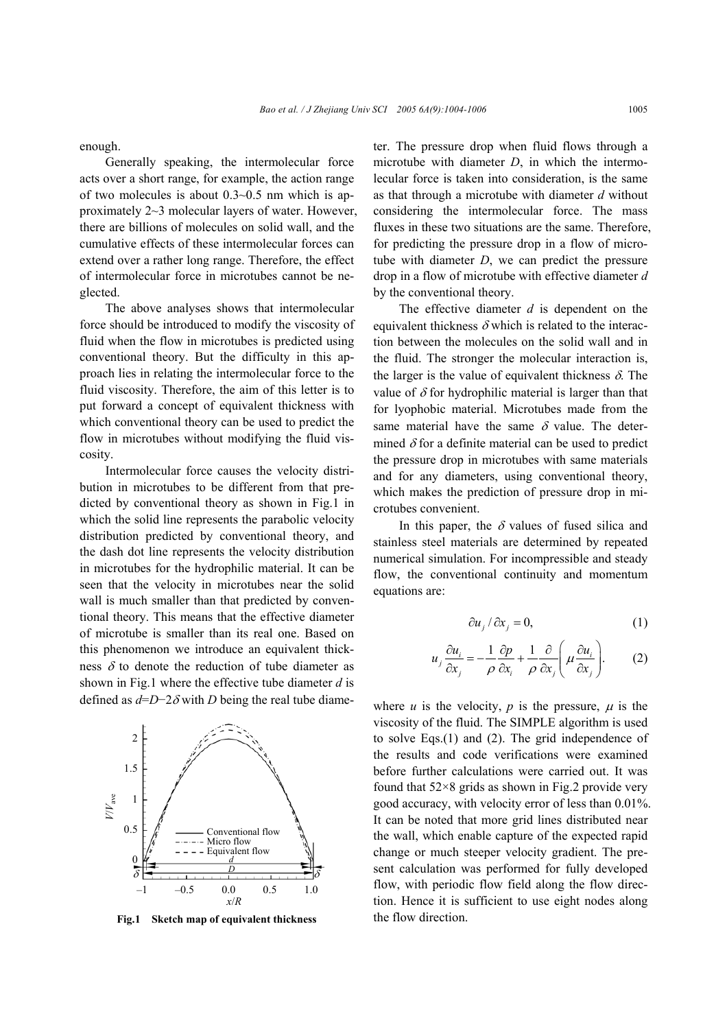enough.

Generally speaking, the intermolecular force acts over a short range, for example, the action range of two molecules is about 0.3~0.5 nm which is approximately 2~3 molecular layers of water. However, there are billions of molecules on solid wall, and the cumulative effects of these intermolecular forces can extend over a rather long range. Therefore, the effect of intermolecular force in microtubes cannot be neglected.

The above analyses shows that intermolecular force should be introduced to modify the viscosity of fluid when the flow in microtubes is predicted using conventional theory. But the difficulty in this approach lies in relating the intermolecular force to the fluid viscosity. Therefore, the aim of this letter is to put forward a concept of equivalent thickness with which conventional theory can be used to predict the flow in microtubes without modifying the fluid viscosity.

Intermolecular force causes the velocity distribution in microtubes to be different from that predicted by conventional theory as shown in Fig.1 in which the solid line represents the parabolic velocity distribution predicted by conventional theory, and the dash dot line represents the velocity distribution in microtubes for the hydrophilic material. It can be seen that the velocity in microtubes near the solid wall is much smaller than that predicted by conventional theory. This means that the effective diameter of microtube is smaller than its real one. Based on this phenomenon we introduce an equivalent thickness $\delta$ to denote the reduction of tube diameter as shown in Fig.1 where the effective tube diameter $d$ is defined as $d=D-2\delta$ with $D$ being the real tube diameter. The pressure drop when fluid flows through a microtube with diameter $D$, in which the intermolecular force is taken into consideration, is the same as that through a microtube with diameter $d$ without considering the intermolecular force. The mass fluxes in these two situations are the same. Therefore, for predicting the pressure drop in a flow of microtube with diameter $D$, we can predict the pressure drop in a flow of microtube with effective diameter $d$ by the conventional theory.

**Fig.1 Sketch map of equivalent thickness**

The effective diameter $d$ is dependent on the equivalent thickness $\delta$ which is related to the interaction between the molecules on the solid wall and in the fluid. The stronger the molecular interaction is, the larger is the value of equivalent thickness $\delta$. The value of $\delta$ for hydrophilic material is larger than that for lyophobic material. Microtubes made from the same material have the same $\delta$ value. The determined $\delta$ for a definite material can be used to predict the pressure drop in microtubes with same materials and for any diameters, using conventional theory, which makes the prediction of pressure drop in microtubes convenient.

In this paper, the $\delta$ values of fused silica and stainless steel materials are determined by repeated numerical simulation. For incompressible and steady flow, the conventional continuity and momentum equations are:

$$\partial u_j / \partial x_j = 0, \tag{1}$$

$$u_j \frac{\partial u_i}{\partial x_j} = -\frac{1}{\rho}\frac{\partial p}{\partial x_i} + \frac{1}{\rho}\frac{\partial}{\partial x_j}\left(\mu \frac{\partial u_i}{\partial x_j}\right). \tag{2}$$

where $u$ is the velocity, $p$ is the pressure, $\mu$ is the viscosity of the fluid. The SIMPLE algorithm is used to solve Eqs.(1) and (2). The grid independence of the results and code verifications were examined before further calculations were carried out. It was found that 52×8 grids as shown in Fig.2 provide very good accuracy, with velocity error of less than 0.01%. It can be noted that more grid lines distributed near the wall, which enable capture of the expected rapid change or much steeper velocity gradient. The present calculation was performed for fully developed flow, with periodic flow field along the flow direction. Hence it is sufficient to use eight nodes along the flow direction.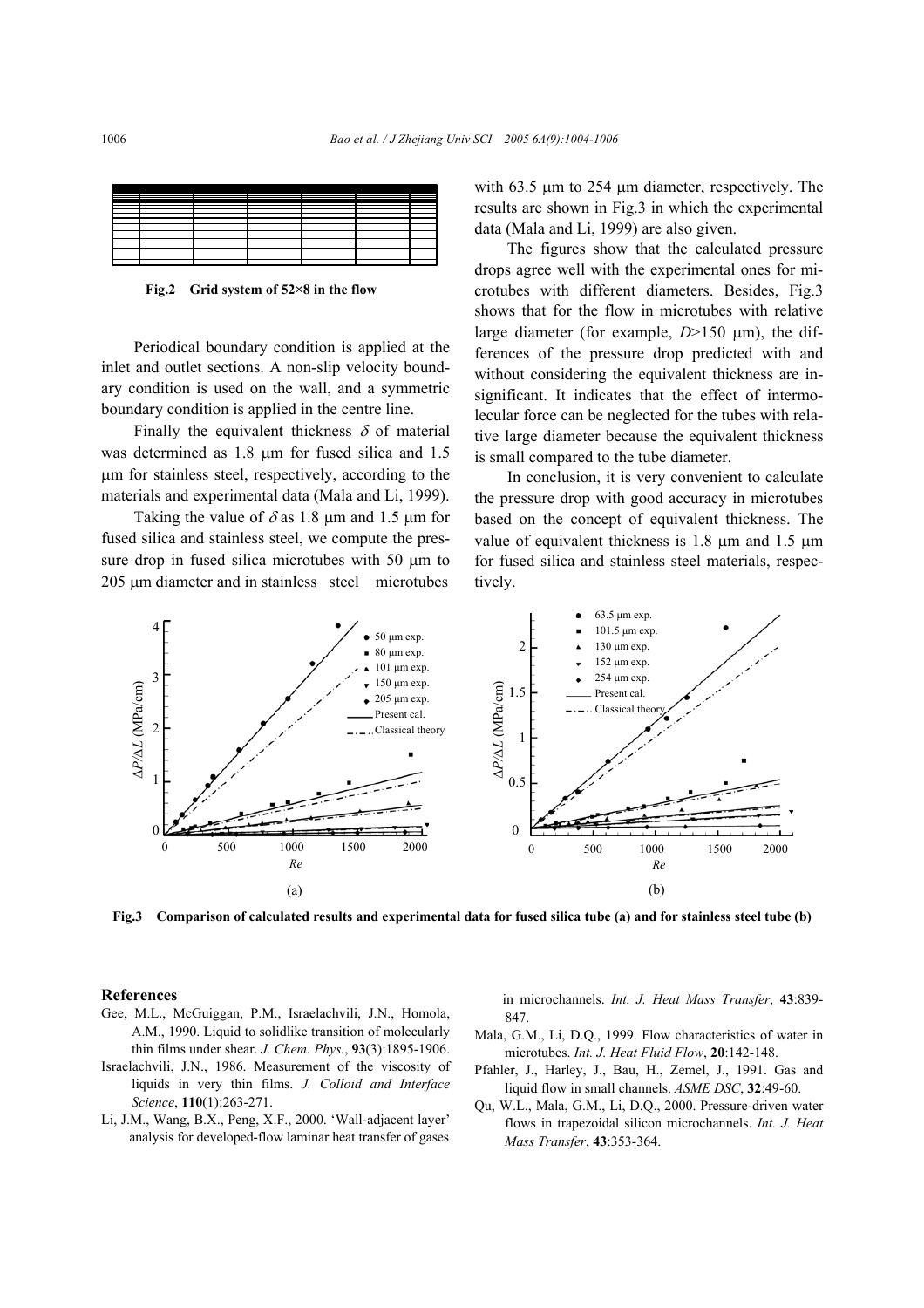Fig.2 Grid system of 52×8 in the flow

Periodical boundary condition is applied at the inlet and outlet sections. A non-slip velocity boundary condition is used on the wall, and a symmetric boundary condition is applied in the centre line.

Finally the equivalent thickness $\delta$ of material was determined as 1.8 μm for fused silica and 1.5 μm for stainless steel, respectively, according to the materials and experimental data (Mala and Li, 1999).

Taking the value of $\delta$ as 1.8 μm and 1.5 μm for fused silica and stainless steel, we compute the pressure drop in fused silica microtubes with 50 μm to 205 μm diameter and in stainless steel microtubes with 63.5 μm to 254 μm diameter, respectively. The results are shown in Fig.3 in which the experimental data (Mala and Li, 1999) are also given.

The figures show that the calculated pressure drops agree well with the experimental ones for microtubes with different diameters. Besides, Fig.3 shows that for the flow in microtubes with relative large diameter (for example, $D$>150 μm), the differences of the pressure drop predicted with and without considering the equivalent thickness are insignificant. It indicates that the effect of intermolecular force can be neglected for the tubes with relative large diameter because the equivalent thickness is small compared to the tube diameter.

In conclusion, it is very convenient to calculate the pressure drop with good accuracy in microtubes based on the concept of equivalent thickness. The value of equivalent thickness is 1.8 μm and 1.5 μm for fused silica and stainless steel materials, respectively.

(a)
$\Delta P/\Delta L$ (MPa/cm)
$Re$
0
1
2
3
4
0
500
1000
1500
2000
50 μm exp.
80 μm exp.
101 μm exp.
150 μm exp.
205 μm exp.
Present cal.
Classical theory

(b)
$\Delta P/\Delta L$ (MPa/cm)
$Re$
0
0.5
1
1.5
2
0
500
1000
1500
2000
63.5 μm exp.
101.5 μm exp.
130 μm exp.
152 μm exp.
254 μm exp.
Present cal.
Classical theory

**Fig.3 Comparison of calculated results and experimental data for fused silica tube (a) and for stainless steel tube (b)**

## References

Gee, M.L., McGuiggan, P.M., Israelachvili, J.N., Homola, A.M., 1990. Liquid to solidlike transition of molecularly thin films under shear. *J. Chem. Phys.*, **93**(3):1895-1906.

Israelachvili, J.N., 1986. Measurement of the viscosity of liquids in very thin films. *J. Colloid and Interface Science*, **110**(1):263-271.

Li, J.M., Wang, B.X., Peng, X.F., 2000. 'Wall-adjacent layer' analysis for developed-flow laminar heat transfer of gases in microchannels. *Int. J. Heat Mass Transfer*, **43**:839-847.

Mala, G.M., Li, D.Q., 1999. Flow characteristics of water in microtubes. *Int. J. Heat Fluid Flow*, **20**:142-148.

Pfahler, J., Harley, J., Bau, H., Zemel, J., 1991. Gas and liquid flow in small channels. *ASME DSC*, **32**:49-60.

Qu, W.L., Mala, G.M., Li, D.Q., 2000. Pressure-driven water flows in trapezoidal silicon microchannels. *Int. J. Heat Mass Transfer*, **43**:353-364.